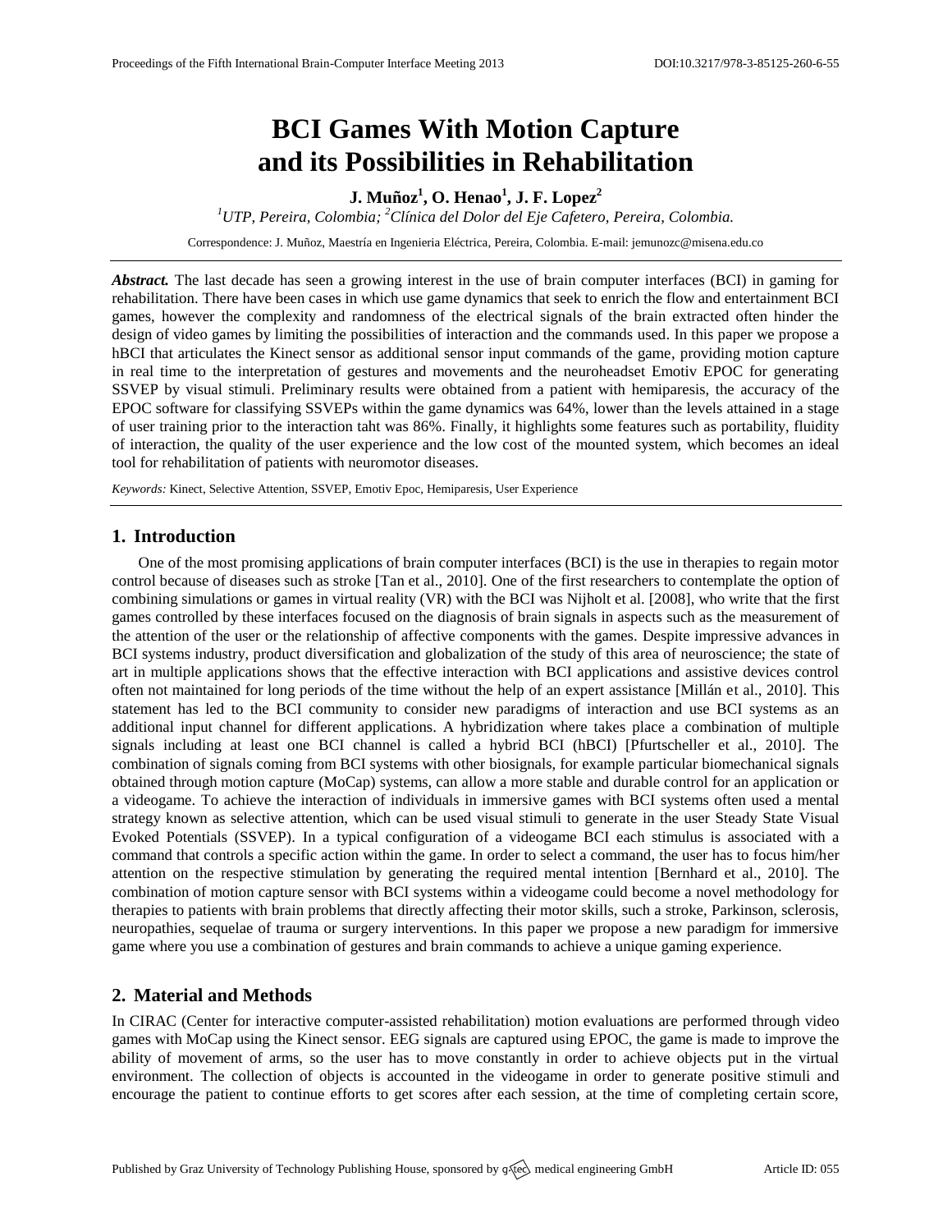# BCI Games With Motion Capture and its Possibilities in Rehabilitation

**J. Muñoz[1], O. Henao[1], J. F. Lopez[2]**

*[1]UTP, Pereira, Colombia; [2]Clínica del Dolor del Eje Cafetero, Pereira, Colombia.*

Correspondence: J. Muñoz, Maestría en Ingenieria Eléctrica, Pereira, Colombia. E-mail: jemunozc@misena.edu.co

***Abstract.*** The last decade has seen a growing interest in the use of brain computer interfaces (BCI) in gaming for rehabilitation. There have been cases in which use game dynamics that seek to enrich the flow and entertainment BCI games, however the complexity and randomness of the electrical signals of the brain extracted often hinder the design of video games by limiting the possibilities of interaction and the commands used. In this paper we propose a hBCI that articulates the Kinect sensor as additional sensor input commands of the game, providing motion capture in real time to the interpretation of gestures and movements and the neuroheadset Emotiv EPOC for generating SSVEP by visual stimuli. Preliminary results were obtained from a patient with hemiparesis, the accuracy of the EPOC software for classifying SSVEPs within the game dynamics was 64%, lower than the levels attained in a stage of user training prior to the interaction taht was 86%. Finally, it highlights some features such as portability, fluidity of interaction, the quality of the user experience and the low cost of the mounted system, which becomes an ideal tool for rehabilitation of patients with neuromotor diseases.

*Keywords:* Kinect, Selective Attention, SSVEP, Emotiv Epoc, Hemiparesis, User Experience

## 1. Introduction

One of the most promising applications of brain computer interfaces (BCI) is the use in therapies to regain motor control because of diseases such as stroke [Tan et al., 2010]. One of the first researchers to contemplate the option of combining simulations or games in virtual reality (VR) with the BCI was Nijholt et al. [2008], who write that the first games controlled by these interfaces focused on the diagnosis of brain signals in aspects such as the measurement of the attention of the user or the relationship of affective components with the games. Despite impressive advances in BCI systems industry, product diversification and globalization of the study of this area of neuroscience; the state of art in multiple applications shows that the effective interaction with BCI applications and assistive devices control often not maintained for long periods of the time without the help of an expert assistance [Millán et al., 2010]. This statement has led to the BCI community to consider new paradigms of interaction and use BCI systems as an additional input channel for different applications. A hybridization where takes place a combination of multiple signals including at least one BCI channel is called a hybrid BCI (hBCI) [Pfurtscheller et al., 2010]. The combination of signals coming from BCI systems with other biosignals, for example particular biomechanical signals obtained through motion capture (MoCap) systems, can allow a more stable and durable control for an application or a videogame. To achieve the interaction of individuals in immersive games with BCI systems often used a mental strategy known as selective attention, which can be used visual stimuli to generate in the user Steady State Visual Evoked Potentials (SSVEP). In a typical configuration of a videogame BCI each stimulus is associated with a command that controls a specific action within the game. In order to select a command, the user has to focus him/her attention on the respective stimulation by generating the required mental intention [Bernhard et al., 2010]. The combination of motion capture sensor with BCI systems within a videogame could become a novel methodology for therapies to patients with brain problems that directly affecting their motor skills, such a stroke, Parkinson, sclerosis, neuropathies, sequelae of trauma or surgery interventions. In this paper we propose a new paradigm for immersive game where you use a combination of gestures and brain commands to achieve a unique gaming experience.

## 2. Material and Methods

In CIRAC (Center for interactive computer-assisted rehabilitation) motion evaluations are performed through video games with MoCap using the Kinect sensor. EEG signals are captured using EPOC, the game is made to improve the ability of movement of arms, so the user has to move constantly in order to achieve objects put in the virtual environment. The collection of objects is accounted in the videogame in order to generate positive stimuli and encourage the patient to continue efforts to get scores after each session, at the time of completing certain score,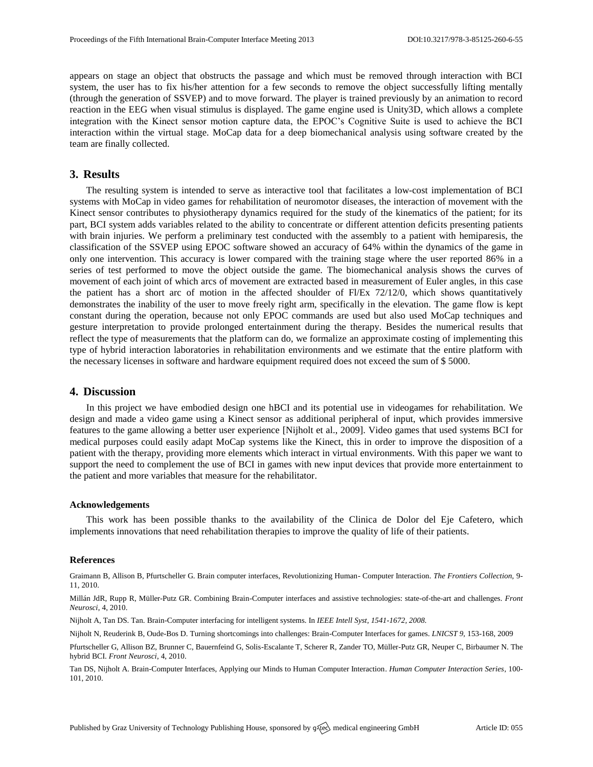appears on stage an object that obstructs the passage and which must be removed through interaction with BCI system, the user has to fix his/her attention for a few seconds to remove the object successfully lifting mentally (through the generation of SSVEP) and to move forward. The player is trained previously by an animation to record reaction in the EEG when visual stimulus is displayed. The game engine used is Unity3D, which allows a complete integration with the Kinect sensor motion capture data, the EPOC's Cognitive Suite is used to achieve the BCI interaction within the virtual stage. MoCap data for a deep biomechanical analysis using software created by the team are finally collected.

## 3. Results

The resulting system is intended to serve as interactive tool that facilitates a low-cost implementation of BCI systems with MoCap in video games for rehabilitation of neuromotor diseases, the interaction of movement with the Kinect sensor contributes to physiotherapy dynamics required for the study of the kinematics of the patient; for its part, BCI system adds variables related to the ability to concentrate or different attention deficits presenting patients with brain injuries. We perform a preliminary test conducted with the assembly to a patient with hemiparesis, the classification of the SSVEP using EPOC software showed an accuracy of 64% within the dynamics of the game in only one intervention. This accuracy is lower compared with the training stage where the user reported 86% in a series of test performed to move the object outside the game. The biomechanical analysis shows the curves of movement of each joint of which arcs of movement are extracted based in measurement of Euler angles, in this case the patient has a short arc of motion in the affected shoulder of Fl/Ex 72/12/0, which shows quantitatively demonstrates the inability of the user to move freely right arm, specifically in the elevation. The game flow is kept constant during the operation, because not only EPOC commands are used but also used MoCap techniques and gesture interpretation to provide prolonged entertainment during the therapy. Besides the numerical results that reflect the type of measurements that the platform can do, we formalize an approximate costing of implementing this type of hybrid interaction laboratories in rehabilitation environments and we estimate that the entire platform with the necessary licenses in software and hardware equipment required does not exceed the sum of $ 5000.

## 4. Discussion

In this project we have embodied design one hBCI and its potential use in videogames for rehabilitation. We design and made a video game using a Kinect sensor as additional peripheral of input, which provides immersive features to the game allowing a better user experience [Nijholt et al., 2009]. Video games that used systems BCI for medical purposes could easily adapt MoCap systems like the Kinect, this in order to improve the disposition of a patient with the therapy, providing more elements which interact in virtual environments. With this paper we want to support the need to complement the use of BCI in games with new input devices that provide more entertainment to the patient and more variables that measure for the rehabilitator.

#### Acknowledgements

This work has been possible thanks to the availability of the Clinica de Dolor del Eje Cafetero, which implements innovations that need rehabilitation therapies to improve the quality of life of their patients.

#### References

Graimann B, Allison B, Pfurtscheller G. Brain computer interfaces, Revolutionizing Human- Computer Interaction. *The Frontiers Collection*, 9-11, 2010.

Millán JdR, Rupp R, Müller-Putz GR. Combining Brain-Computer interfaces and assistive technologies: state-of-the-art and challenges. *Front Neurosci*, 4, 2010.

Nijholt A, Tan DS. Tan. Brain-Computer interfacing for intelligent systems. In *IEEE Intell Syst, 1541-1672, 2008.*

Nijholt N, Reuderink B, Oude-Bos D. Turning shortcomings into challenges: Brain-Computer Interfaces for games. *LNICST 9*, 153-168, 2009

Pfurtscheller G, Allison BZ, Brunner C, Bauernfeind G, Solis-Escalante T, Scherer R, Zander TO, Müller-Putz GR, Neuper C, Birbaumer N. The hybrid BCI. *Front Neurosci*, 4, 2010.

Tan DS, Nijholt A. Brain-Computer Interfaces, Applying our Minds to Human Computer Interaction. *Human Computer Interaction Series*, 100-101, 2010.